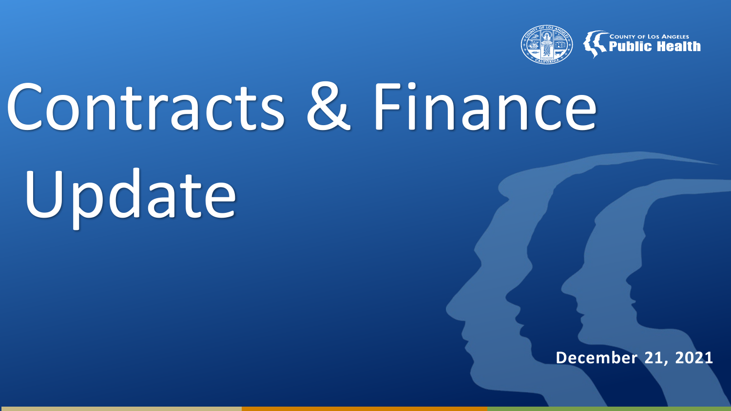COUNTY OF LOS ANGELES
Public Health

# Contracts & Finance Update

**December 21, 2021**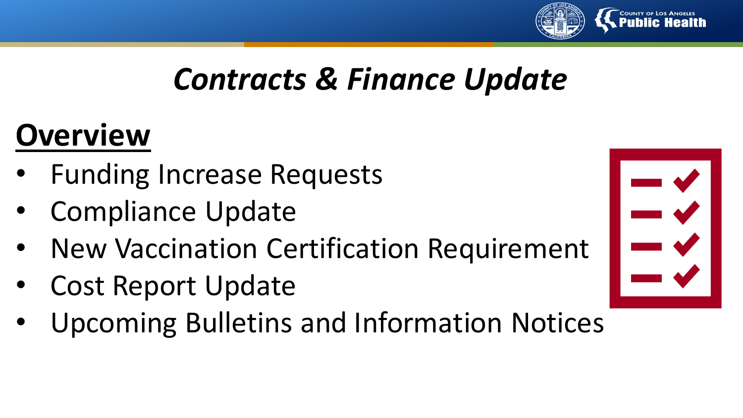# *Contracts & Finance Update*

## Overview

- Funding Increase Requests
- Compliance Update
- New Vaccination Certification Requirement
- Cost Report Update
- Upcoming Bulletins and Information Notices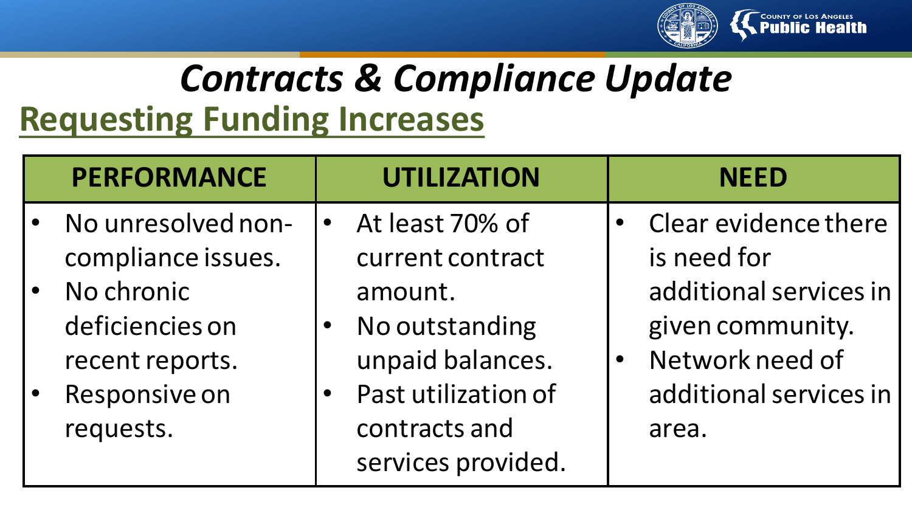# *Contracts & Compliance Update*

## Requesting Funding Increases

| PERFORMANCE | UTILIZATION | NEED |
| --- | --- | --- |
| • No unresolved non-compliance issues.<br>• No chronic deficiencies on recent reports.<br>• Responsive on requests. | • At least 70% of current contract amount.<br>• No outstanding unpaid balances.<br>• Past utilization of contracts and services provided. | • Clear evidence there is need for additional services in given community.<br>• Network need of additional services in area. |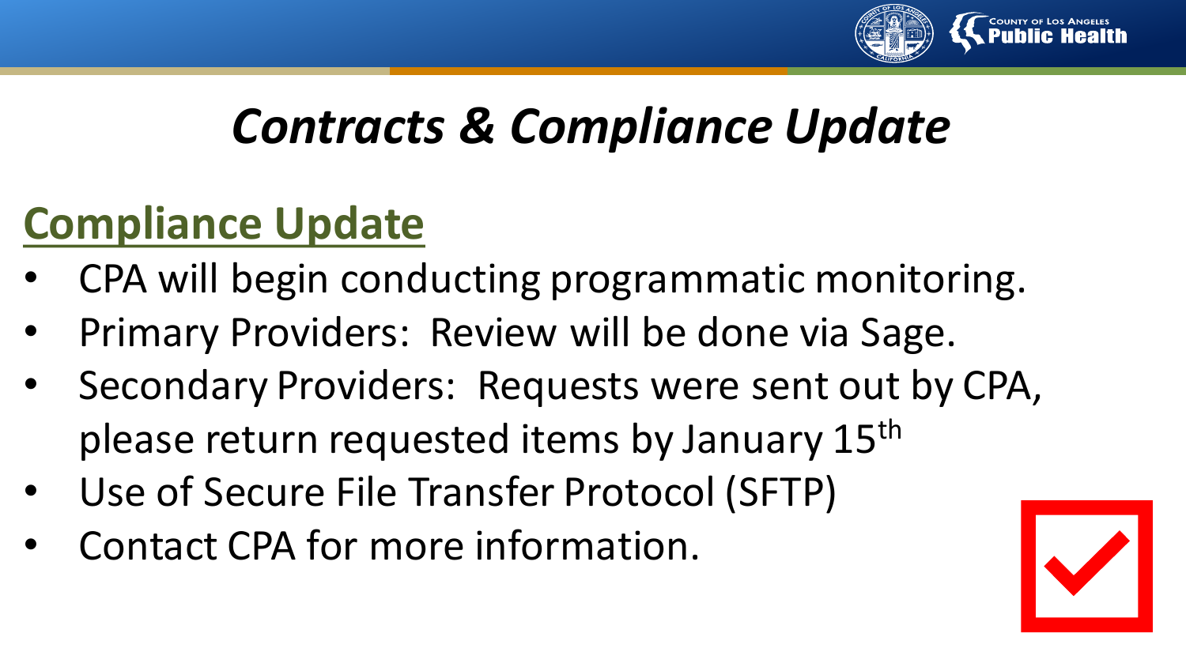# *Contracts & Compliance Update*

## Compliance Update

- CPA will begin conducting programmatic monitoring.
- Primary Providers: Review will be done via Sage.
- Secondary Providers: Requests were sent out by CPA, please return requested items by January 15th
- Use of Secure File Transfer Protocol (SFTP)
- Contact CPA for more information.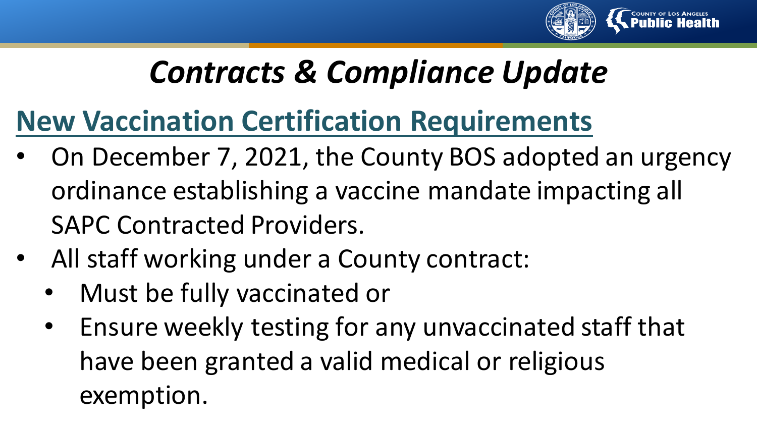# *Contracts & Compliance Update*

## New Vaccination Certification Requirements

- On December 7, 2021, the County BOS adopted an urgency ordinance establishing a vaccine mandate impacting all SAPC Contracted Providers.
- All staff working under a County contract:
  - Must be fully vaccinated or
  - Ensure weekly testing for any unvaccinated staff that have been granted a valid medical or religious exemption.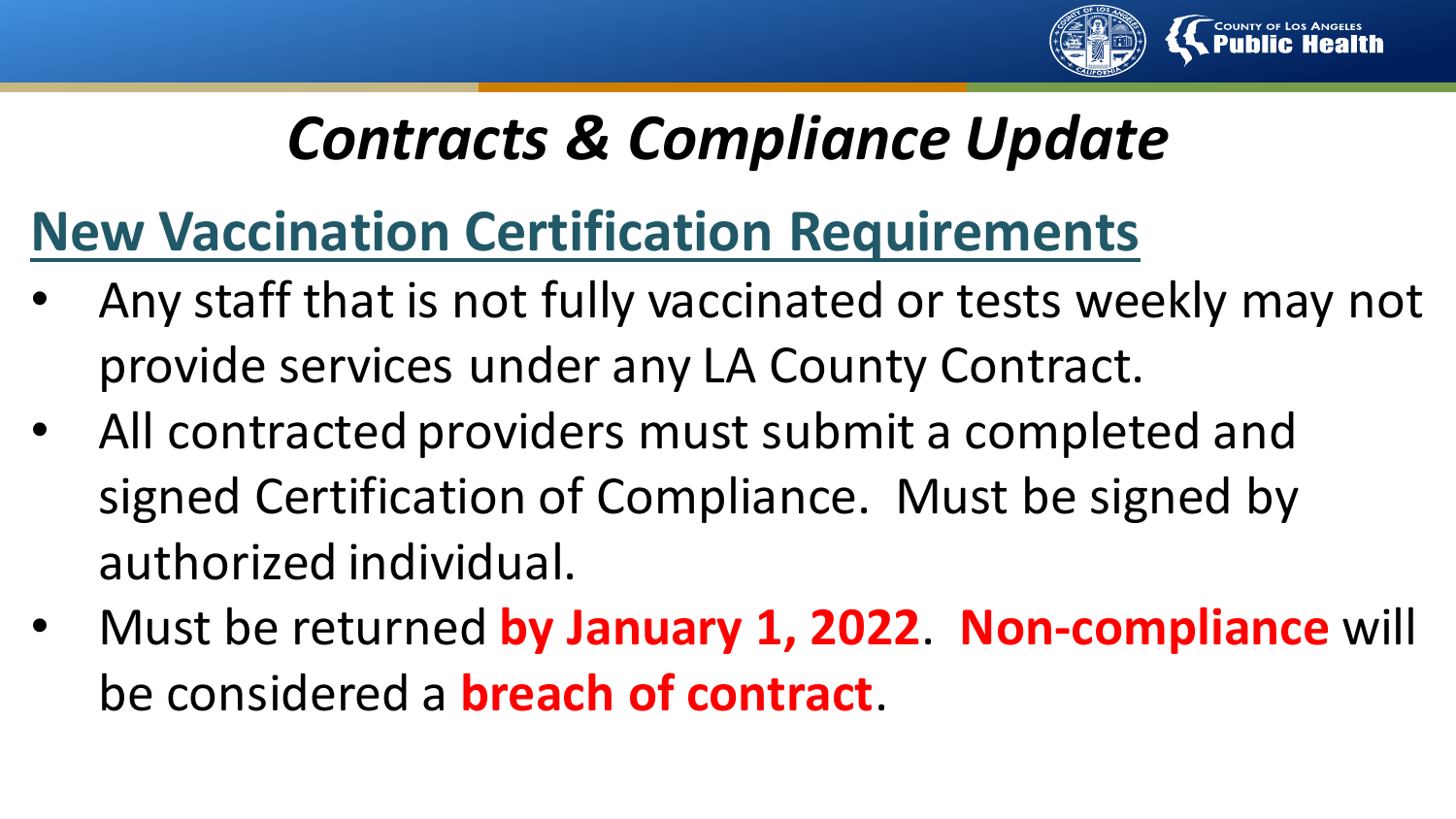# *Contracts & Compliance Update*

## New Vaccination Certification Requirements

- Any staff that is not fully vaccinated or tests weekly may not provide services under any LA County Contract.
- All contracted providers must submit a completed and signed Certification of Compliance. Must be signed by authorized individual.
- Must be returned **by January 1, 2022**. **Non-compliance** will be considered a **breach of contract**.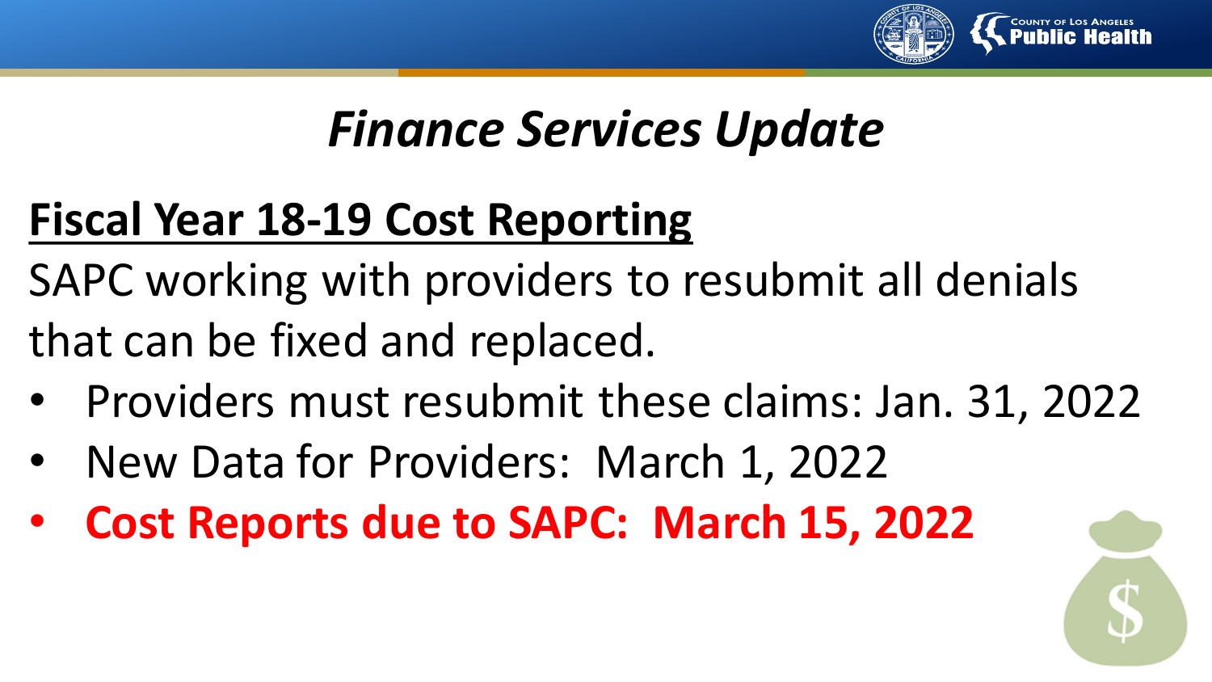# *Finance Services Update*

## Fiscal Year 18-19 Cost Reporting

SAPC working with providers to resubmit all denials that can be fixed and replaced.

- Providers must resubmit these claims: Jan. 31, 2022
- New Data for Providers: March 1, 2022
- **Cost Reports due to SAPC: March 15, 2022**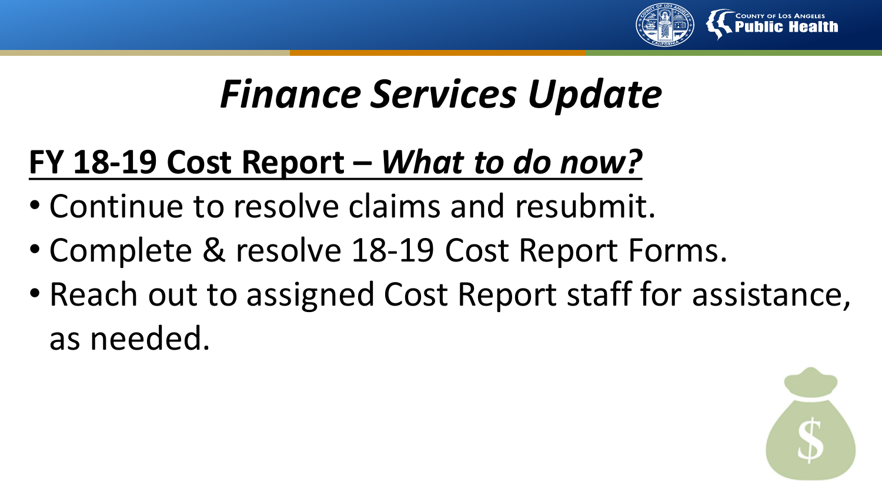# *Finance Services Update*

## FY 18-19 Cost Report – *What to do now?*

- Continue to resolve claims and resubmit.
- Complete & resolve 18-19 Cost Report Forms.
- Reach out to assigned Cost Report staff for assistance, as needed.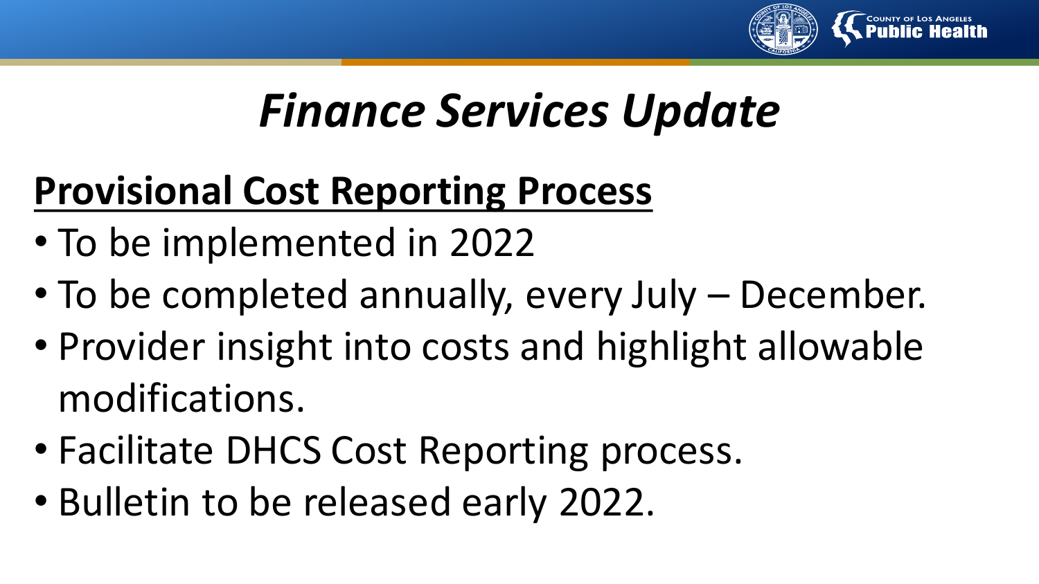# *Finance Services Update*

## Provisional Cost Reporting Process

- To be implemented in 2022
- To be completed annually, every July – December.
- Provider insight into costs and highlight allowable modifications.
- Facilitate DHCS Cost Reporting process.
- Bulletin to be released early 2022.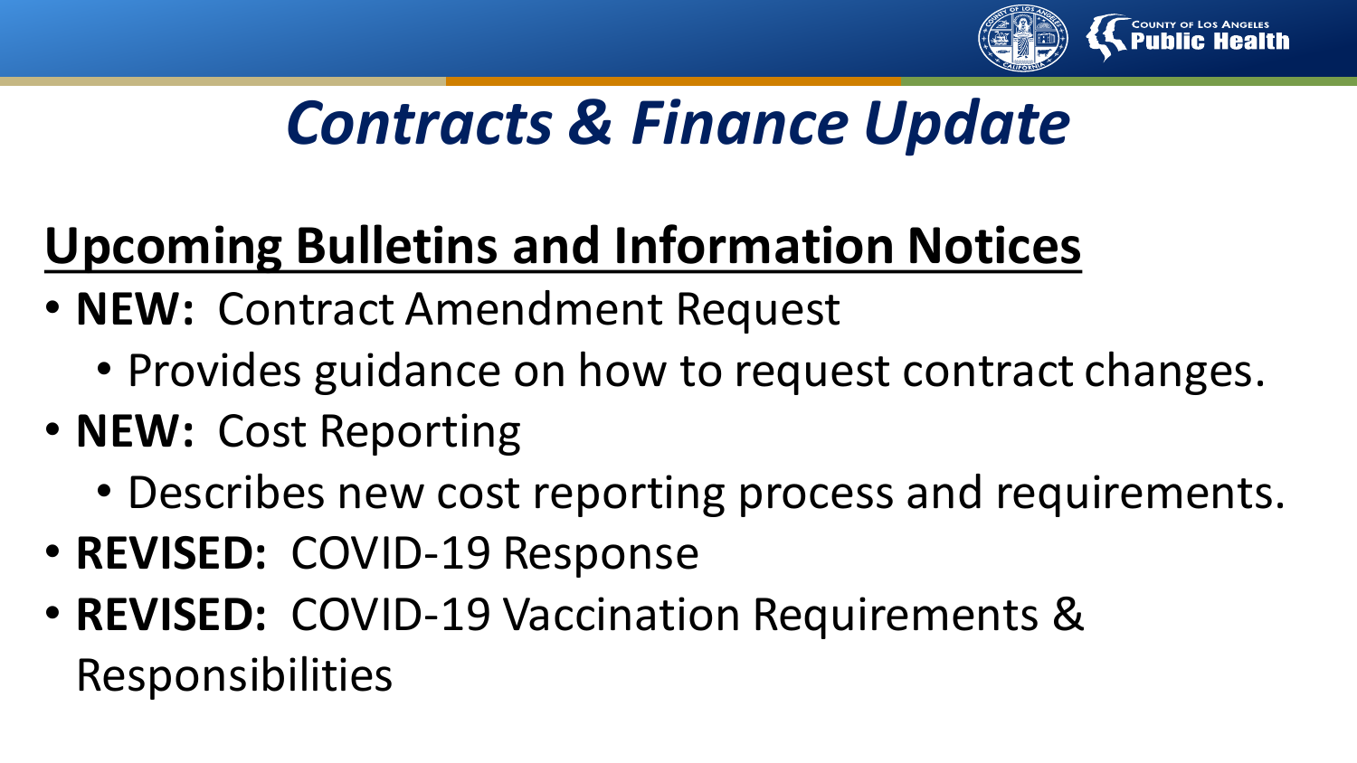# *Contracts & Finance Update*

## Upcoming Bulletins and Information Notices

- **NEW:** Contract Amendment Request
  - Provides guidance on how to request contract changes.
- **NEW:** Cost Reporting
  - Describes new cost reporting process and requirements.
- **REVISED:** COVID-19 Response
- **REVISED:** COVID-19 Vaccination Requirements & Responsibilities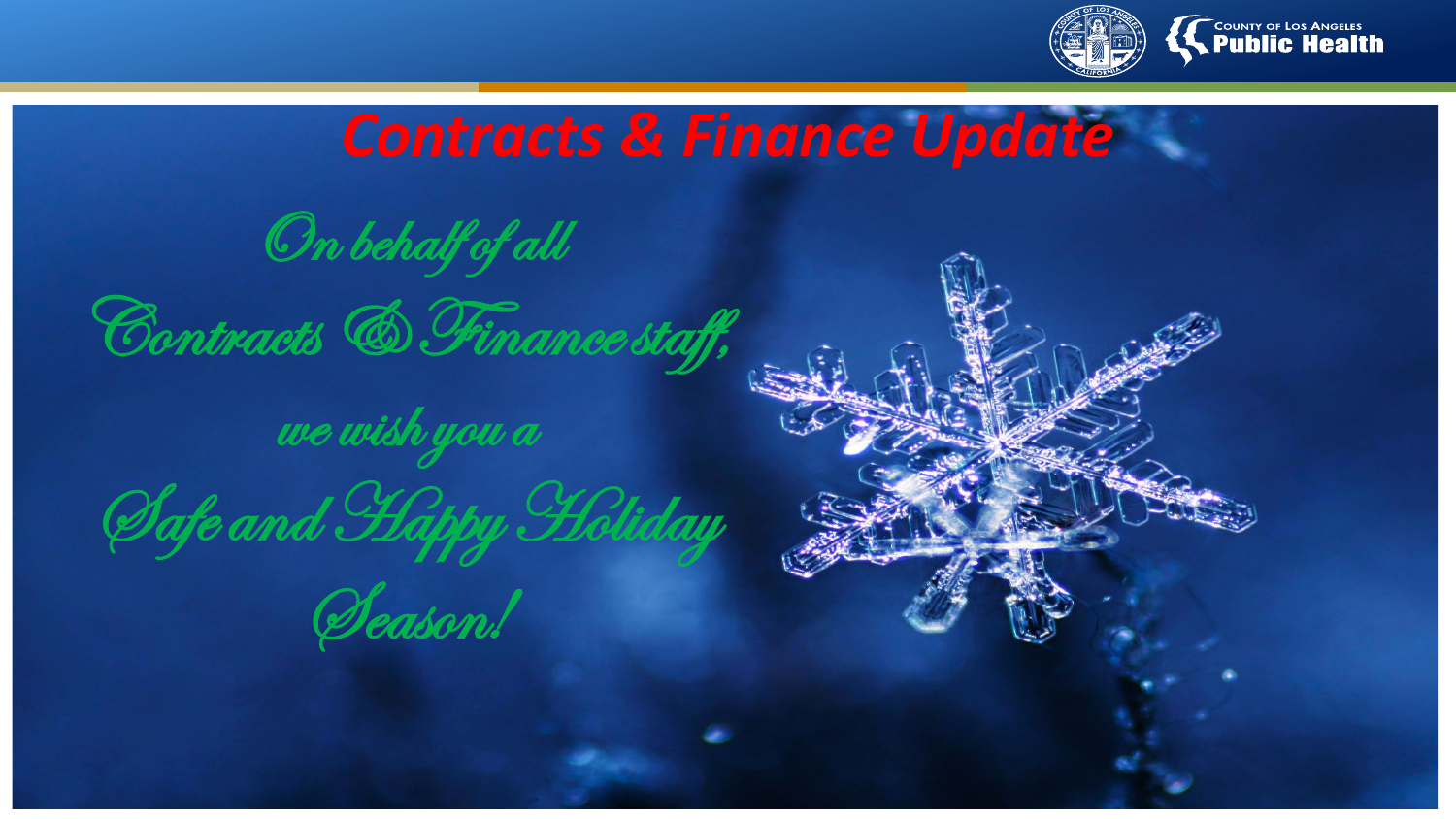# Contracts & Finance Update

*On behalf of all*

*Contracts & Finance staff,*

*we wish you a*

*Safe and Happy Holiday*

*Season!*